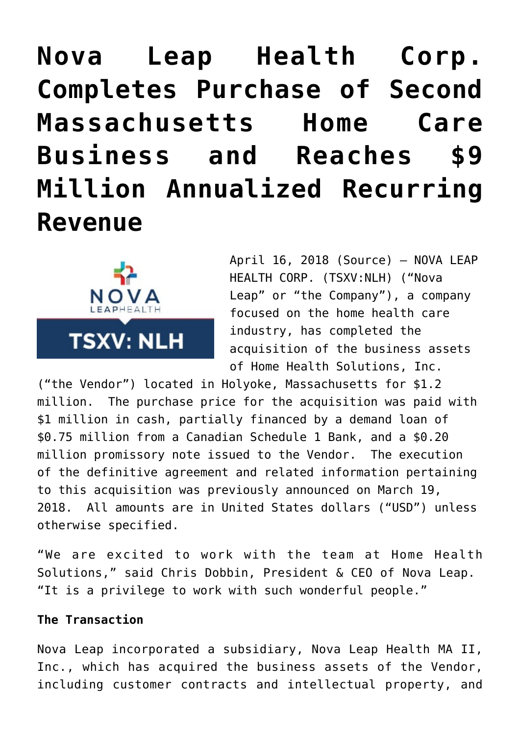# Nova Leap Health Corp. Completes Purchase of Second Massachusetts Home Care Business and Reaches $9 Million Annualized Recurring Revenue

April 16, 2018 (Source) — NOVA LEAP HEALTH CORP. (TSXV:NLH) ("Nova Leap" or "the Company"), a company focused on the home health care industry, has completed the acquisition of the business assets of Home Health Solutions, Inc. ("the Vendor") located in Holyoke, Massachusetts for $1.2 million. The purchase price for the acquisition was paid with $1 million in cash, partially financed by a demand loan of $0.75 million from a Canadian Schedule 1 Bank, and a $0.20 million promissory note issued to the Vendor. The execution of the definitive agreement and related information pertaining to this acquisition was previously announced on March 19, 2018. All amounts are in United States dollars ("USD") unless otherwise specified.

"We are excited to work with the team at Home Health Solutions," said Chris Dobbin, President & CEO of Nova Leap. "It is a privilege to work with such wonderful people."

**The Transaction**

Nova Leap incorporated a subsidiary, Nova Leap Health MA II, Inc., which has acquired the business assets of the Vendor, including customer contracts and intellectual property, and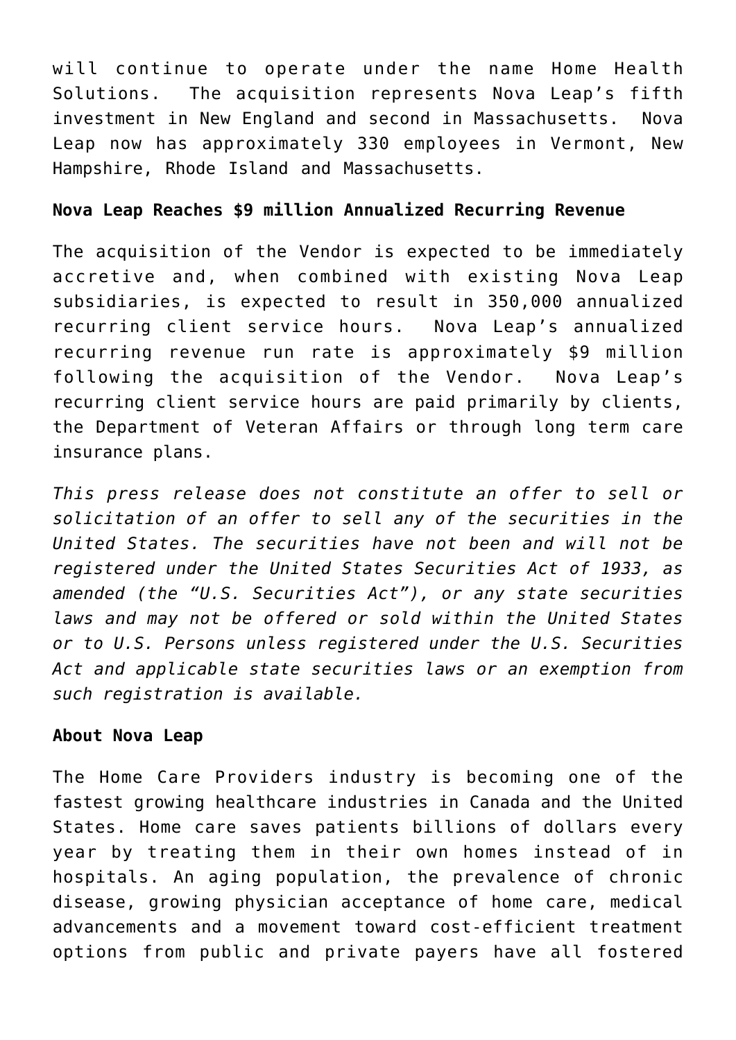will continue to operate under the name Home Health Solutions. The acquisition represents Nova Leap's fifth investment in New England and second in Massachusetts. Nova Leap now has approximately 330 employees in Vermont, New Hampshire, Rhode Island and Massachusetts.

**Nova Leap Reaches $9 million Annualized Recurring Revenue**

The acquisition of the Vendor is expected to be immediately accretive and, when combined with existing Nova Leap subsidiaries, is expected to result in 350,000 annualized recurring client service hours. Nova Leap's annualized recurring revenue run rate is approximately $9 million following the acquisition of the Vendor. Nova Leap's recurring client service hours are paid primarily by clients, the Department of Veteran Affairs or through long term care insurance plans.

*This press release does not constitute an offer to sell or solicitation of an offer to sell any of the securities in the United States. The securities have not been and will not be registered under the United States Securities Act of 1933, as amended (the "U.S. Securities Act"), or any state securities laws and may not be offered or sold within the United States or to U.S. Persons unless registered under the U.S. Securities Act and applicable state securities laws or an exemption from such registration is available.*

**About Nova Leap**

The Home Care Providers industry is becoming one of the fastest growing healthcare industries in Canada and the United States. Home care saves patients billions of dollars every year by treating them in their own homes instead of in hospitals. An aging population, the prevalence of chronic disease, growing physician acceptance of home care, medical advancements and a movement toward cost-efficient treatment options from public and private payers have all fostered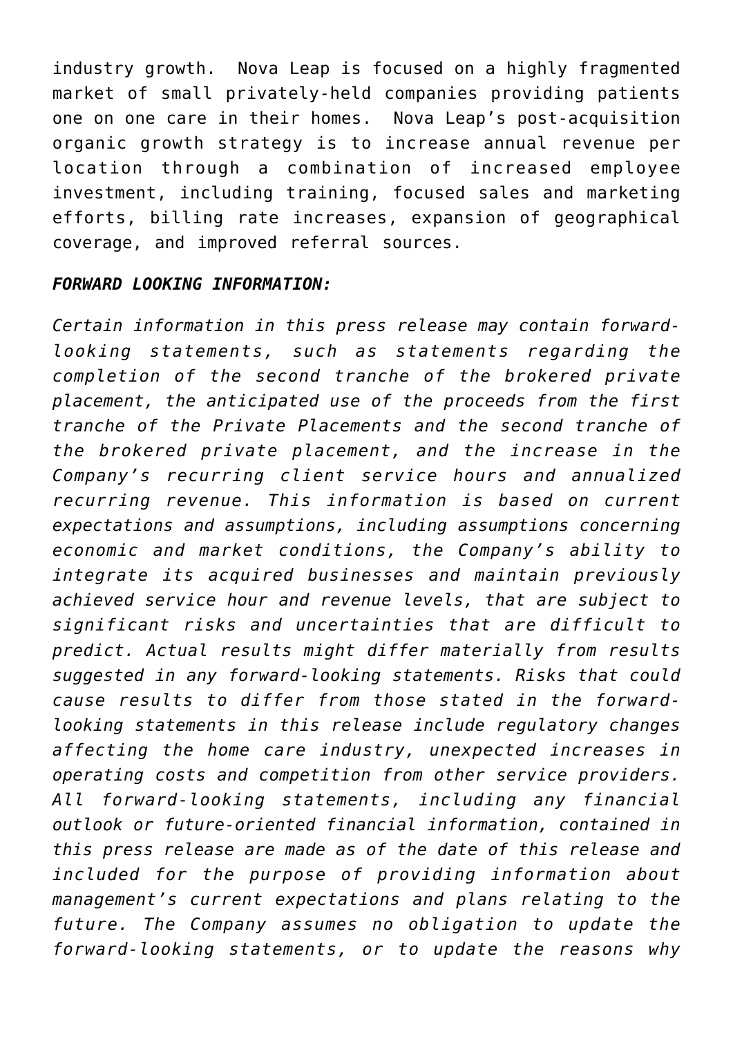industry growth. Nova Leap is focused on a highly fragmented market of small privately-held companies providing patients one on one care in their homes. Nova Leap's post-acquisition organic growth strategy is to increase annual revenue per location through a combination of increased employee investment, including training, focused sales and marketing efforts, billing rate increases, expansion of geographical coverage, and improved referral sources.

***FORWARD LOOKING INFORMATION:***

*Certain information in this press release may contain forward-looking statements, such as statements regarding the completion of the second tranche of the brokered private placement, the anticipated use of the proceeds from the first tranche of the Private Placements and the second tranche of the brokered private placement, and the increase in the Company's recurring client service hours and annualized recurring revenue. This information is based on current expectations and assumptions, including assumptions concerning economic and market conditions, the Company's ability to integrate its acquired businesses and maintain previously achieved service hour and revenue levels, that are subject to significant risks and uncertainties that are difficult to predict. Actual results might differ materially from results suggested in any forward-looking statements. Risks that could cause results to differ from those stated in the forward-looking statements in this release include regulatory changes affecting the home care industry, unexpected increases in operating costs and competition from other service providers. All forward-looking statements, including any financial outlook or future-oriented financial information, contained in this press release are made as of the date of this release and included for the purpose of providing information about management's current expectations and plans relating to the future. The Company assumes no obligation to update the forward-looking statements, or to update the reasons why*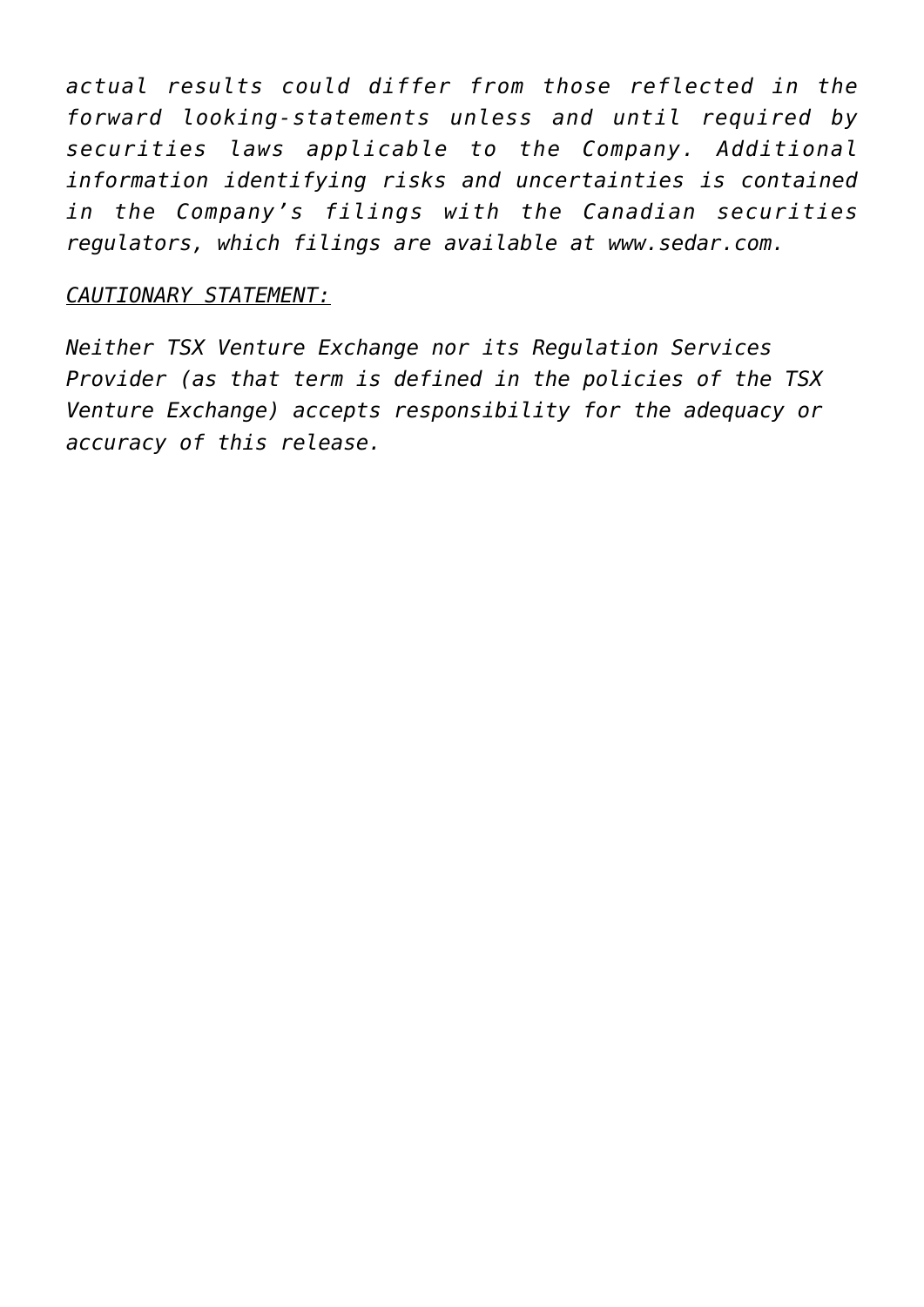*actual results could differ from those reflected in the forward looking-statements unless and until required by securities laws applicable to the Company. Additional information identifying risks and uncertainties is contained in the Company's filings with the Canadian securities regulators, which filings are available at www.sedar.com.*

*CAUTIONARY STATEMENT:*

*Neither TSX Venture Exchange nor its Regulation Services Provider (as that term is defined in the policies of the TSX Venture Exchange) accepts responsibility for the adequacy or accuracy of this release.*